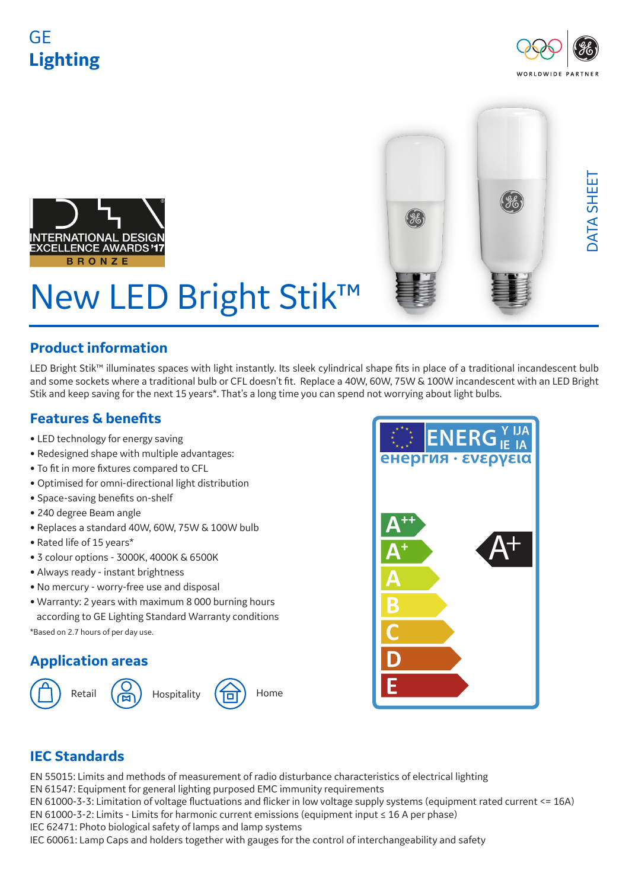GE
**Lighting**

WORLDWIDE PARTNER

DATA SHEET

INTERNATIONAL DESIGN EXCELLENCE AWARDS '17
BRONZE

# New LED Bright Stik™

## Product information

LED Bright Stik™ illuminates spaces with light instantly. Its sleek cylindrical shape fits in place of a traditional incandescent bulb and some sockets where a traditional bulb or CFL doesn't fit. Replace a 40W, 60W, 75W & 100W incandescent with an LED Bright Stik and keep saving for the next 15 years*. That's a long time you can spend not worrying about light bulbs.

## Features & benefits

- LED technology for energy saving
- Redesigned shape with multiple advantages:
- To fit in more fixtures compared to CFL
- Optimised for omni-directional light distribution
- Space-saving benefits on-shelf
- 240 degree Beam angle
- Replaces a standard 40W, 60W, 75W & 100W bulb
- Rated life of 15 years*
- 3 colour options - 3000K, 4000K & 6500K
- Always ready - instant brightness
- No mercury - worry-free use and disposal
- Warranty: 2 years with maximum 8 000 burning hours according to GE Lighting Standard Warranty conditions

*Based on 2.7 hours of per day use.

ENERGY IJA IE IA
енергия · ενεργεια

A++
A+
A
B
C
D
E

A+

## Application areas

Retail Hospitality Home

## IEC Standards

EN 55015: Limits and methods of measurement of radio disturbance characteristics of electrical lighting
EN 61547: Equipment for general lighting purposed EMC immunity requirements
EN 61000-3-3: Limitation of voltage fluctuations and flicker in low voltage supply systems (equipment rated current <= 16A)
EN 61000-3-2: Limits - Limits for harmonic current emissions (equipment input ≤ 16 A per phase)
IEC 62471: Photo biological safety of lamps and lamp systems
IEC 60061: Lamp Caps and holders together with gauges for the control of interchangeability and safety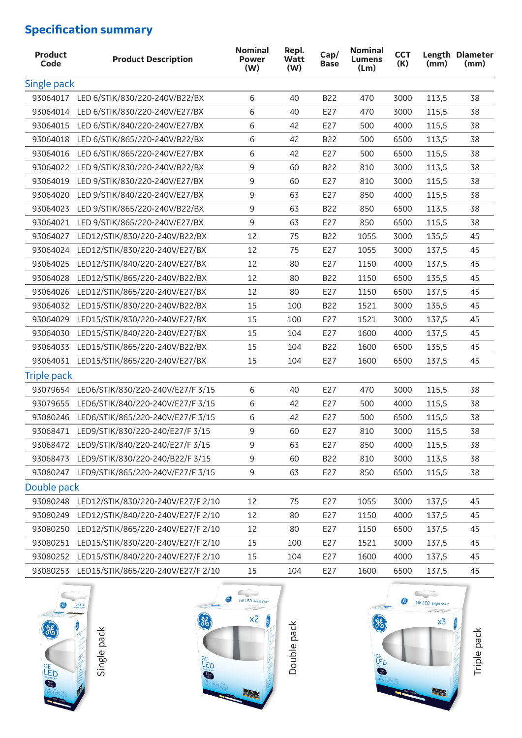## Specification summary

| Product Code | Product Description | Nominal Power (W) | Repl. Watt (W) | Cap/ Base | Nominal Lumens (Lm) | CCT (K) | Length (mm) | Diameter (mm) |
|---|---|---|---|---|---|---|---|---|
| **Single pack** | | | | | | | | |
| 93064017 | LED 6/STIK/830/220-240V/B22/BX | 6 | 40 | B22 | 470 | 3000 | 113,5 | 38 |
| 93064014 | LED 6/STIK/830/220-240V/E27/BX | 6 | 40 | E27 | 470 | 3000 | 115,5 | 38 |
| 93064015 | LED 6/STIK/840/220-240V/E27/BX | 6 | 42 | E27 | 500 | 4000 | 115,5 | 38 |
| 93064018 | LED 6/STIK/865/220-240V/B22/BX | 6 | 42 | B22 | 500 | 6500 | 113,5 | 38 |
| 93064016 | LED 6/STIK/865/220-240V/E27/BX | 6 | 42 | E27 | 500 | 6500 | 115,5 | 38 |
| 93064022 | LED 9/STIK/830/220-240V/B22/BX | 9 | 60 | B22 | 810 | 3000 | 113,5 | 38 |
| 93064019 | LED 9/STIK/830/220-240V/E27/BX | 9 | 60 | E27 | 810 | 3000 | 115,5 | 38 |
| 93064020 | LED 9/STIK/840/220-240V/E27/BX | 9 | 63 | E27 | 850 | 4000 | 115,5 | 38 |
| 93064023 | LED 9/STIK/865/220-240V/B22/BX | 9 | 63 | B22 | 850 | 6500 | 113,5 | 38 |
| 93064021 | LED 9/STIK/865/220-240V/E27/BX | 9 | 63 | E27 | 850 | 6500 | 115,5 | 38 |
| 93064027 | LED12/STIK/830/220-240V/B22/BX | 12 | 75 | B22 | 1055 | 3000 | 135,5 | 45 |
| 93064024 | LED12/STIK/830/220-240V/E27/BX | 12 | 75 | E27 | 1055 | 3000 | 137,5 | 45 |
| 93064025 | LED12/STIK/840/220-240V/E27/BX | 12 | 80 | E27 | 1150 | 4000 | 137,5 | 45 |
| 93064028 | LED12/STIK/865/220-240V/B22/BX | 12 | 80 | B22 | 1150 | 6500 | 135,5 | 45 |
| 93064026 | LED12/STIK/865/220-240V/E27/BX | 12 | 80 | E27 | 1150 | 6500 | 137,5 | 45 |
| 93064032 | LED15/STIK/830/220-240V/B22/BX | 15 | 100 | B22 | 1521 | 3000 | 135,5 | 45 |
| 93064029 | LED15/STIK/830/220-240V/E27/BX | 15 | 100 | E27 | 1521 | 3000 | 137,5 | 45 |
| 93064030 | LED15/STIK/840/220-240V/E27/BX | 15 | 104 | E27 | 1600 | 4000 | 137,5 | 45 |
| 93064033 | LED15/STIK/865/220-240V/B22/BX | 15 | 104 | B22 | 1600 | 6500 | 135,5 | 45 |
| 93064031 | LED15/STIK/865/220-240V/E27/BX | 15 | 104 | E27 | 1600 | 6500 | 137,5 | 45 |
| **Triple pack** | | | | | | | | |
| 93079654 | LED6/STIK/830/220-240V/E27/F 3/15 | 6 | 40 | E27 | 470 | 3000 | 115,5 | 38 |
| 93079655 | LED6/STIK/840/220-240V/E27/F 3/15 | 6 | 42 | E27 | 500 | 4000 | 115,5 | 38 |
| 93080246 | LED6/STIK/865/220-240V/E27/F 3/15 | 6 | 42 | E27 | 500 | 6500 | 115,5 | 38 |
| 93068471 | LED9/STIK/830/220-240/E27/F 3/15 | 9 | 60 | E27 | 810 | 3000 | 115,5 | 38 |
| 93068472 | LED9/STIK/840/220-240/E27/F 3/15 | 9 | 63 | E27 | 850 | 4000 | 115,5 | 38 |
| 93068473 | LED9/STIK/830/220-240/B22/F 3/15 | 9 | 60 | B22 | 810 | 3000 | 113,5 | 38 |
| 93080247 | LED9/STIK/865/220-240V/E27/F 3/15 | 9 | 63 | E27 | 850 | 6500 | 115,5 | 38 |
| **Double pack** | | | | | | | | |
| 93080248 | LED12/STIK/830/220-240V/E27/F 2/10 | 12 | 75 | E27 | 1055 | 3000 | 137,5 | 45 |
| 93080249 | LED12/STIK/840/220-240V/E27/F 2/10 | 12 | 80 | E27 | 1150 | 4000 | 137,5 | 45 |
| 93080250 | LED12/STIK/865/220-240V/E27/F 2/10 | 12 | 80 | E27 | 1150 | 6500 | 137,5 | 45 |
| 93080251 | LED15/STIK/830/220-240V/E27/F 2/10 | 15 | 100 | E27 | 1521 | 3000 | 137,5 | 45 |
| 93080252 | LED15/STIK/840/220-240V/E27/F 2/10 | 15 | 104 | E27 | 1600 | 4000 | 137,5 | 45 |
| 93080253 | LED15/STIK/865/220-240V/E27/F 2/10 | 15 | 104 | E27 | 1600 | 6500 | 137,5 | 45 |

Single pack

Double pack

Triple pack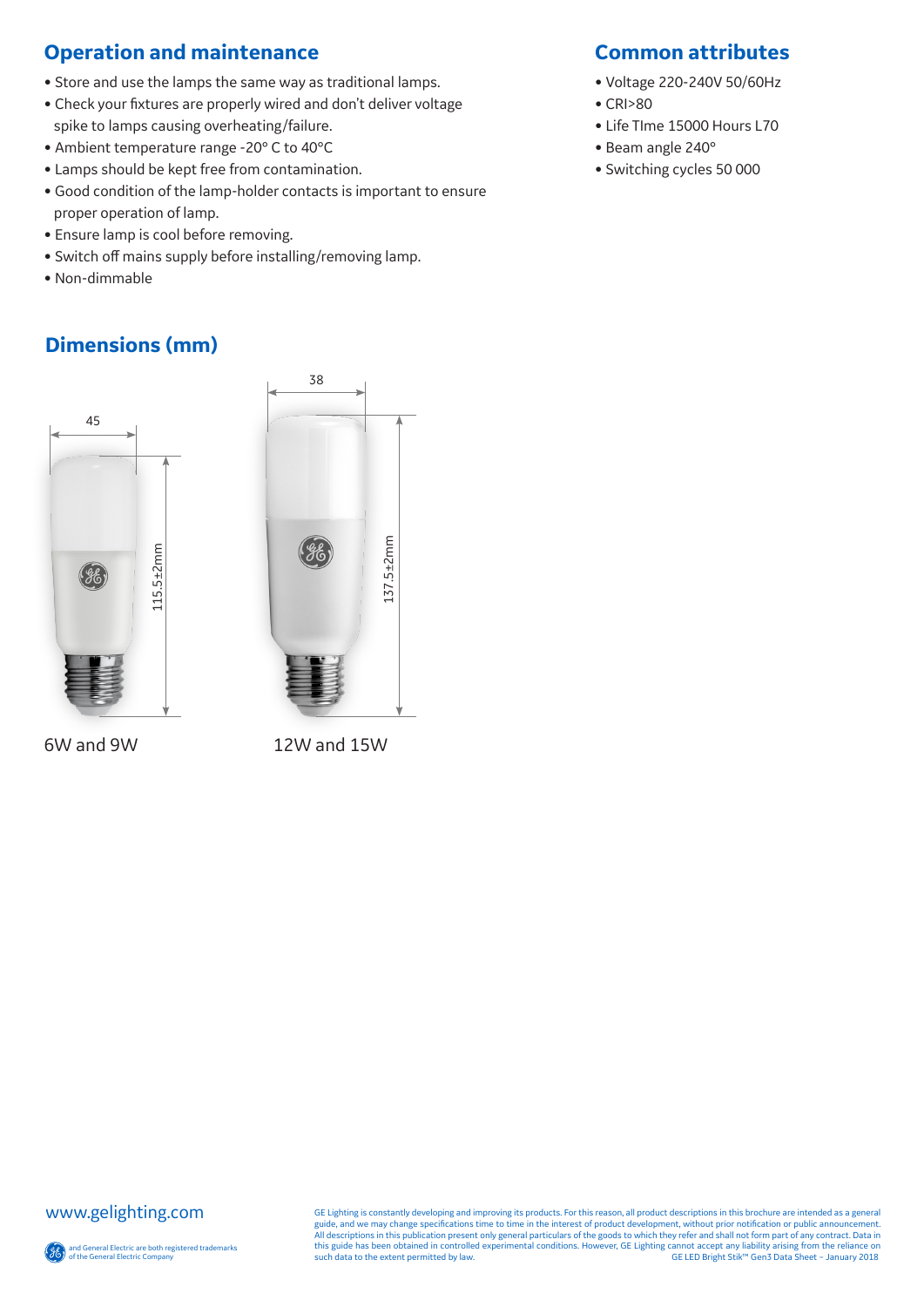## Operation and maintenance

- Store and use the lamps the same way as traditional lamps.
- Check your fixtures are properly wired and don't deliver voltage spike to lamps causing overheating/failure.
- Ambient temperature range -20° C to 40°C
- Lamps should be kept free from contamination.
- Good condition of the lamp-holder contacts is important to ensure proper operation of lamp.
- Ensure lamp is cool before removing.
- Switch off mains supply before installing/removing lamp.
- Non-dimmable

## Common attributes

- Voltage 220-240V 50/60Hz
- CRI>80
- Life TIme 15000 Hours L70
- Beam angle 240°
- Switching cycles 50 000

## Dimensions (mm)

45

115.5±2mm

6W and 9W

38

137.5±2mm

12W and 15W

www.gelighting.com

and General Electric are both registered trademarks of the General Electric Company

GE Lighting is constantly developing and improving its products. For this reason, all product descriptions in this brochure are intended as a general guide, and we may change specifications time to time in the interest of product development, without prior notification or public announcement. All descriptions in this publication present only general particulars of the goods to which they refer and shall not form part of any contract. Data in this guide has been obtained in controlled experimental conditions. However, GE Lighting cannot accept any liability arising from the reliance on such data to the extent permitted by law.

GE LED Bright Stik™ Gen3 Data Sheet – January 2018